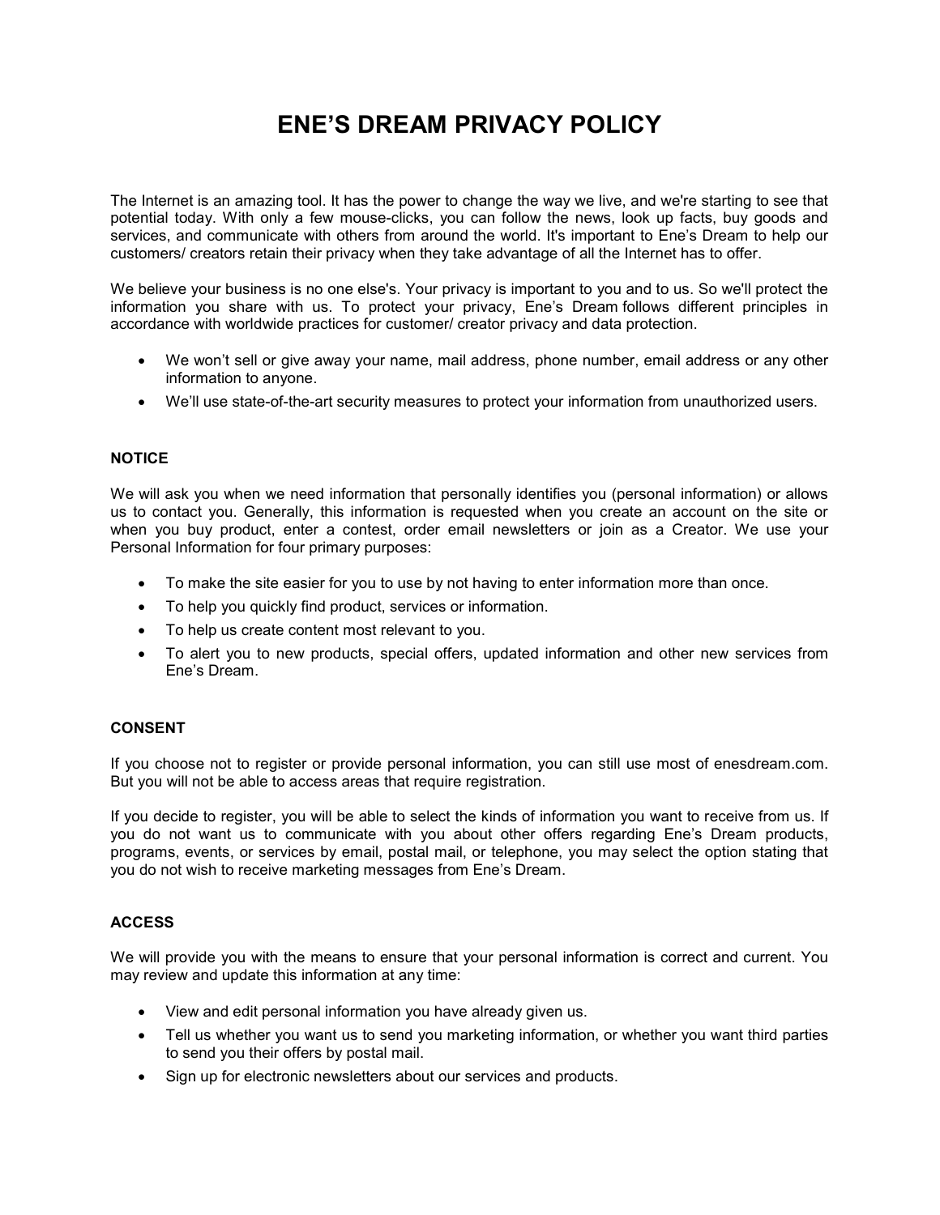# ENE'S DREAM PRIVACY POLICY

The Internet is an amazing tool. It has the power to change the way we live, and we're starting to see that potential today. With only a few mouse-clicks, you can follow the news, look up facts, buy goods and services, and communicate with others from around the world. It's important to Ene's Dream to help our customers/ creators retain their privacy when they take advantage of all the Internet has to offer.

We believe your business is no one else's. Your privacy is important to you and to us. So we'll protect the information you share with us. To protect your privacy, Ene's Dream follows different principles in accordance with worldwide practices for customer/ creator privacy and data protection.

- We won't sell or give away your name, mail address, phone number, email address or any other information to anyone.
- We'll use state-of-the-art security measures to protect your information from unauthorized users.

### NOTICE

We will ask you when we need information that personally identifies you (personal information) or allows us to contact you. Generally, this information is requested when you create an account on the site or when you buy product, enter a contest, order email newsletters or join as a Creator. We use your Personal Information for four primary purposes:

- To make the site easier for you to use by not having to enter information more than once.
- To help you quickly find product, services or information.
- To help us create content most relevant to you.
- To alert you to new products, special offers, updated information and other new services from Ene's Dream.

### CONSENT

If you choose not to register or provide personal information, you can still use most of enesdream.com. But you will not be able to access areas that require registration.

If you decide to register, you will be able to select the kinds of information you want to receive from us. If you do not want us to communicate with you about other offers regarding Ene's Dream products, programs, events, or services by email, postal mail, or telephone, you may select the option stating that you do not wish to receive marketing messages from Ene's Dream.

### ACCESS

We will provide you with the means to ensure that your personal information is correct and current. You may review and update this information at any time:

- View and edit personal information you have already given us.
- Tell us whether you want us to send you marketing information, or whether you want third parties to send you their offers by postal mail.
- Sign up for electronic newsletters about our services and products.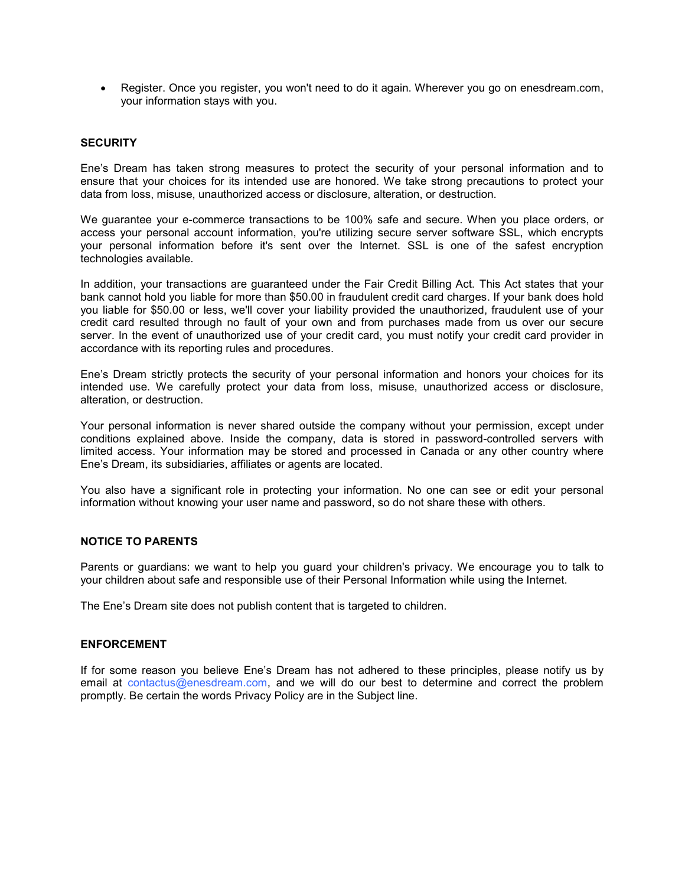- Register. Once you register, you won't need to do it again. Wherever you go on enesdream.com, your information stays with you.

**SECURITY**

Ene's Dream has taken strong measures to protect the security of your personal information and to ensure that your choices for its intended use are honored. We take strong precautions to protect your data from loss, misuse, unauthorized access or disclosure, alteration, or destruction.

We guarantee your e-commerce transactions to be 100% safe and secure. When you place orders, or access your personal account information, you're utilizing secure server software SSL, which encrypts your personal information before it's sent over the Internet. SSL is one of the safest encryption technologies available.

In addition, your transactions are guaranteed under the Fair Credit Billing Act. This Act states that your bank cannot hold you liable for more than $50.00 in fraudulent credit card charges. If your bank does hold you liable for $50.00 or less, we'll cover your liability provided the unauthorized, fraudulent use of your credit card resulted through no fault of your own and from purchases made from us over our secure server. In the event of unauthorized use of your credit card, you must notify your credit card provider in accordance with its reporting rules and procedures.

Ene's Dream strictly protects the security of your personal information and honors your choices for its intended use. We carefully protect your data from loss, misuse, unauthorized access or disclosure, alteration, or destruction.

Your personal information is never shared outside the company without your permission, except under conditions explained above. Inside the company, data is stored in password-controlled servers with limited access. Your information may be stored and processed in Canada or any other country where Ene's Dream, its subsidiaries, affiliates or agents are located.

You also have a significant role in protecting your information. No one can see or edit your personal information without knowing your user name and password, so do not share these with others.

**NOTICE TO PARENTS**

Parents or guardians: we want to help you guard your children's privacy. We encourage you to talk to your children about safe and responsible use of their Personal Information while using the Internet.

The Ene's Dream site does not publish content that is targeted to children.

**ENFORCEMENT**

If for some reason you believe Ene's Dream has not adhered to these principles, please notify us by email at contactus@enesdream.com, and we will do our best to determine and correct the problem promptly. Be certain the words Privacy Policy are in the Subject line.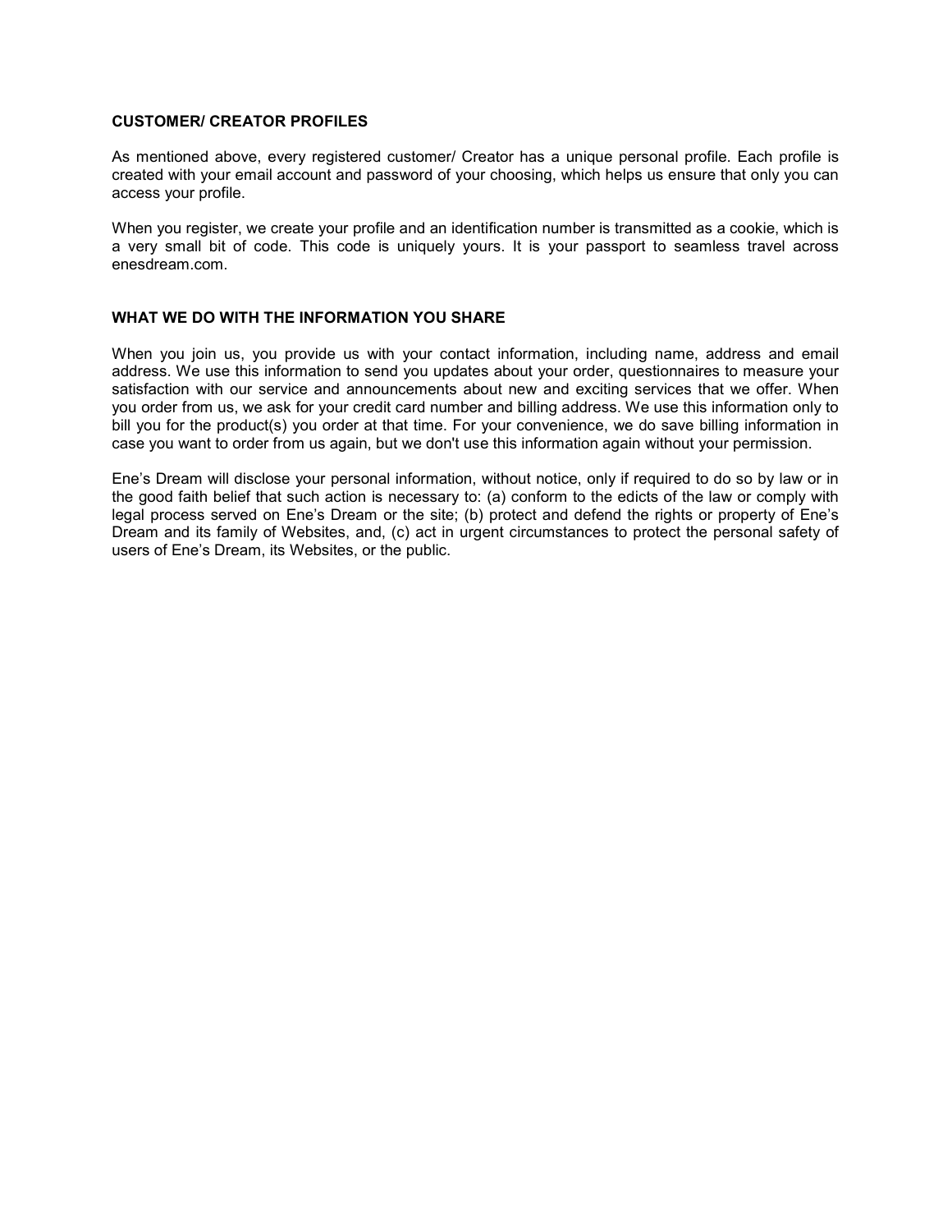## CUSTOMER/ CREATOR PROFILES

As mentioned above, every registered customer/ Creator has a unique personal profile. Each profile is created with your email account and password of your choosing, which helps us ensure that only you can access your profile.

When you register, we create your profile and an identification number is transmitted as a cookie, which is a very small bit of code. This code is uniquely yours. It is your passport to seamless travel across enesdream.com.

## WHAT WE DO WITH THE INFORMATION YOU SHARE

When you join us, you provide us with your contact information, including name, address and email address. We use this information to send you updates about your order, questionnaires to measure your satisfaction with our service and announcements about new and exciting services that we offer. When you order from us, we ask for your credit card number and billing address. We use this information only to bill you for the product(s) you order at that time. For your convenience, we do save billing information in case you want to order from us again, but we don't use this information again without your permission.

Ene's Dream will disclose your personal information, without notice, only if required to do so by law or in the good faith belief that such action is necessary to: (a) conform to the edicts of the law or comply with legal process served on Ene's Dream or the site; (b) protect and defend the rights or property of Ene's Dream and its family of Websites, and, (c) act in urgent circumstances to protect the personal safety of users of Ene's Dream, its Websites, or the public.